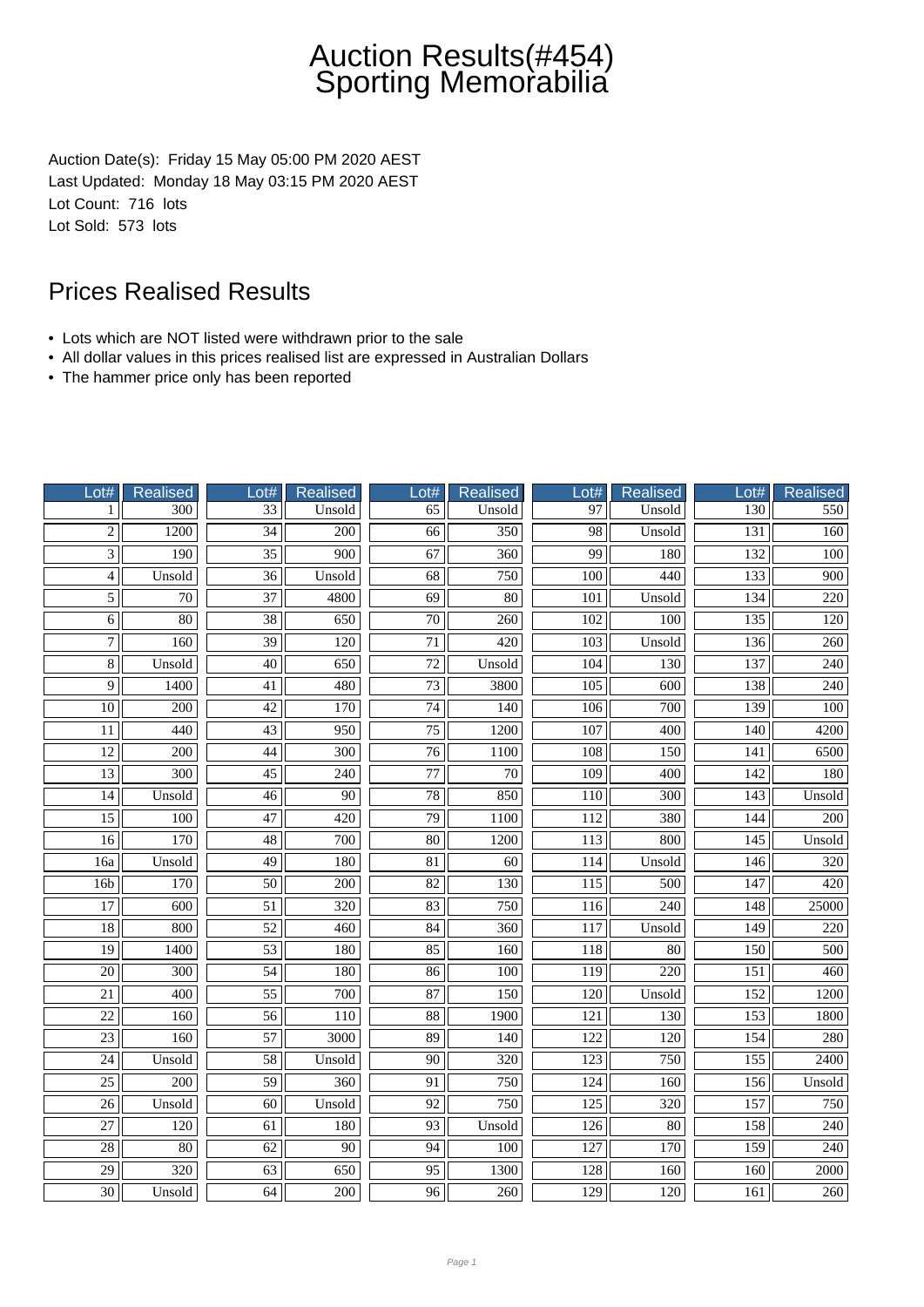# Auction Results(#454) Sporting Memorabilia

Auction Date(s): Friday 15 May 05:00 PM 2020 AEST
Last Updated: Monday 18 May 03:15 PM 2020 AEST
Lot Count: 716 lots
Lot Sold: 573 lots

## Prices Realised Results

- Lots which are NOT listed were withdrawn prior to the sale
- All dollar values in this prices realised list are expressed in Australian Dollars
- The hammer price only has been reported

| Lot# | Realised | Lot# | Realised | Lot# | Realised | Lot# | Realised | Lot# | Realised |
|---|---|---|---|---|---|---|---|---|---|
| 1 | 300 | 33 | Unsold | 65 | Unsold | 97 | Unsold | 130 | 550 |
| 2 | 1200 | 34 | 200 | 66 | 350 | 98 | Unsold | 131 | 160 |
| 3 | 190 | 35 | 900 | 67 | 360 | 99 | 180 | 132 | 100 |
| 4 | Unsold | 36 | Unsold | 68 | 750 | 100 | 440 | 133 | 900 |
| 5 | 70 | 37 | 4800 | 69 | 80 | 101 | Unsold | 134 | 220 |
| 6 | 80 | 38 | 650 | 70 | 260 | 102 | 100 | 135 | 120 |
| 7 | 160 | 39 | 120 | 71 | 420 | 103 | Unsold | 136 | 260 |
| 8 | Unsold | 40 | 650 | 72 | Unsold | 104 | 130 | 137 | 240 |
| 9 | 1400 | 41 | 480 | 73 | 3800 | 105 | 600 | 138 | 240 |
| 10 | 200 | 42 | 170 | 74 | 140 | 106 | 700 | 139 | 100 |
| 11 | 440 | 43 | 950 | 75 | 1200 | 107 | 400 | 140 | 4200 |
| 12 | 200 | 44 | 300 | 76 | 1100 | 108 | 150 | 141 | 6500 |
| 13 | 300 | 45 | 240 | 77 | 70 | 109 | 400 | 142 | 180 |
| 14 | Unsold | 46 | 90 | 78 | 850 | 110 | 300 | 143 | Unsold |
| 15 | 100 | 47 | 420 | 79 | 1100 | 112 | 380 | 144 | 200 |
| 16 | 170 | 48 | 700 | 80 | 1200 | 113 | 800 | 145 | Unsold |
| 16a | Unsold | 49 | 180 | 81 | 60 | 114 | Unsold | 146 | 320 |
| 16b | 170 | 50 | 200 | 82 | 130 | 115 | 500 | 147 | 420 |
| 17 | 600 | 51 | 320 | 83 | 750 | 116 | 240 | 148 | 25000 |
| 18 | 800 | 52 | 460 | 84 | 360 | 117 | Unsold | 149 | 220 |
| 19 | 1400 | 53 | 180 | 85 | 160 | 118 | 80 | 150 | 500 |
| 20 | 300 | 54 | 180 | 86 | 100 | 119 | 220 | 151 | 460 |
| 21 | 400 | 55 | 700 | 87 | 150 | 120 | Unsold | 152 | 1200 |
| 22 | 160 | 56 | 110 | 88 | 1900 | 121 | 130 | 153 | 1800 |
| 23 | 160 | 57 | 3000 | 89 | 140 | 122 | 120 | 154 | 280 |
| 24 | Unsold | 58 | Unsold | 90 | 320 | 123 | 750 | 155 | 2400 |
| 25 | 200 | 59 | 360 | 91 | 750 | 124 | 160 | 156 | Unsold |
| 26 | Unsold | 60 | Unsold | 92 | 750 | 125 | 320 | 157 | 750 |
| 27 | 120 | 61 | 180 | 93 | Unsold | 126 | 80 | 158 | 240 |
| 28 | 80 | 62 | 90 | 94 | 100 | 127 | 170 | 159 | 240 |
| 29 | 320 | 63 | 650 | 95 | 1300 | 128 | 160 | 160 | 2000 |
| 30 | Unsold | 64 | 200 | 96 | 260 | 129 | 120 | 161 | 260 |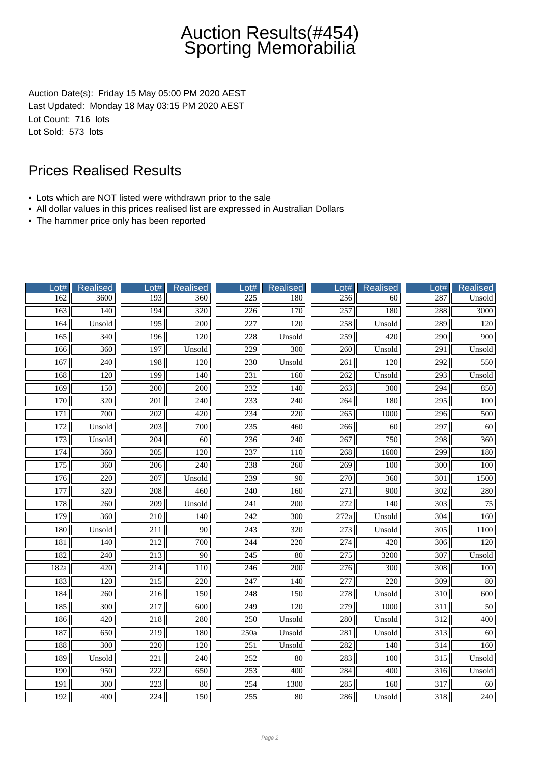# Auction Results(#454)
# Sporting Memorabilia

Auction Date(s): Friday 15 May 05:00 PM 2020 AEST
Last Updated: Monday 18 May 03:15 PM 2020 AEST
Lot Count: 716 lots
Lot Sold: 573 lots

## Prices Realised Results

- Lots which are NOT listed were withdrawn prior to the sale
- All dollar values in this prices realised list are expressed in Australian Dollars
- The hammer price only has been reported

| Lot# | Realised | Lot# | Realised | Lot# | Realised | Lot# | Realised | Lot# | Realised |
|---|---|---|---|---|---|---|---|---|---|
| 162 | 3600 | 193 | 360 | 225 | 180 | 256 | 60 | 287 | Unsold |
| 163 | 140 | 194 | 320 | 226 | 170 | 257 | 180 | 288 | 3000 |
| 164 | Unsold | 195 | 200 | 227 | 120 | 258 | Unsold | 289 | 120 |
| 165 | 340 | 196 | 120 | 228 | Unsold | 259 | 420 | 290 | 900 |
| 166 | 360 | 197 | Unsold | 229 | 300 | 260 | Unsold | 291 | Unsold |
| 167 | 240 | 198 | 120 | 230 | Unsold | 261 | 120 | 292 | 550 |
| 168 | 120 | 199 | 140 | 231 | 160 | 262 | Unsold | 293 | Unsold |
| 169 | 150 | 200 | 200 | 232 | 140 | 263 | 300 | 294 | 850 |
| 170 | 320 | 201 | 240 | 233 | 240 | 264 | 180 | 295 | 100 |
| 171 | 700 | 202 | 420 | 234 | 220 | 265 | 1000 | 296 | 500 |
| 172 | Unsold | 203 | 700 | 235 | 460 | 266 | 60 | 297 | 60 |
| 173 | Unsold | 204 | 60 | 236 | 240 | 267 | 750 | 298 | 360 |
| 174 | 360 | 205 | 120 | 237 | 110 | 268 | 1600 | 299 | 180 |
| 175 | 360 | 206 | 240 | 238 | 260 | 269 | 100 | 300 | 100 |
| 176 | 220 | 207 | Unsold | 239 | 90 | 270 | 360 | 301 | 1500 |
| 177 | 320 | 208 | 460 | 240 | 160 | 271 | 900 | 302 | 280 |
| 178 | 260 | 209 | Unsold | 241 | 200 | 272 | 140 | 303 | 75 |
| 179 | 360 | 210 | 140 | 242 | 300 | 272a | Unsold | 304 | 160 |
| 180 | Unsold | 211 | 90 | 243 | 320 | 273 | Unsold | 305 | 1100 |
| 181 | 140 | 212 | 700 | 244 | 220 | 274 | 420 | 306 | 120 |
| 182 | 240 | 213 | 90 | 245 | 80 | 275 | 3200 | 307 | Unsold |
| 182a | 420 | 214 | 110 | 246 | 200 | 276 | 300 | 308 | 100 |
| 183 | 120 | 215 | 220 | 247 | 140 | 277 | 220 | 309 | 80 |
| 184 | 260 | 216 | 150 | 248 | 150 | 278 | Unsold | 310 | 600 |
| 185 | 300 | 217 | 600 | 249 | 120 | 279 | 1000 | 311 | 50 |
| 186 | 420 | 218 | 280 | 250 | Unsold | 280 | Unsold | 312 | 400 |
| 187 | 650 | 219 | 180 | 250a | Unsold | 281 | Unsold | 313 | 60 |
| 188 | 300 | 220 | 120 | 251 | Unsold | 282 | 140 | 314 | 160 |
| 189 | Unsold | 221 | 240 | 252 | 80 | 283 | 100 | 315 | Unsold |
| 190 | 950 | 222 | 650 | 253 | 400 | 284 | 400 | 316 | Unsold |
| 191 | 300 | 223 | 80 | 254 | 1300 | 285 | 160 | 317 | 60 |
| 192 | 400 | 224 | 150 | 255 | 80 | 286 | Unsold | 318 | 240 |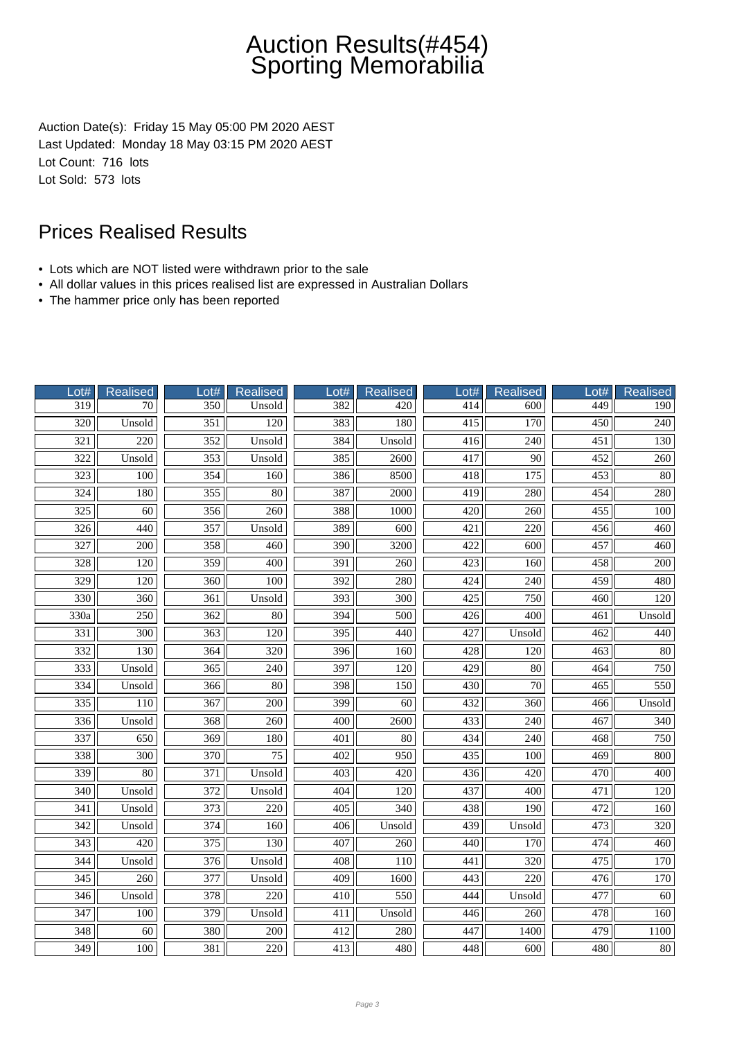# Auction Results(#454) Sporting Memorabilia

Auction Date(s): Friday 15 May 05:00 PM 2020 AEST
Last Updated: Monday 18 May 03:15 PM 2020 AEST
Lot Count: 716 lots
Lot Sold: 573 lots

## Prices Realised Results

- Lots which are NOT listed were withdrawn prior to the sale
- All dollar values in this prices realised list are expressed in Australian Dollars
- The hammer price only has been reported

| Lot# | Realised | Lot# | Realised | Lot# | Realised | Lot# | Realised | Lot# | Realised |
|---|---|---|---|---|---|---|---|---|---|
| 319 | 70 | 350 | Unsold | 382 | 420 | 414 | 600 | 449 | 190 |
| 320 | Unsold | 351 | 120 | 383 | 180 | 415 | 170 | 450 | 240 |
| 321 | 220 | 352 | Unsold | 384 | Unsold | 416 | 240 | 451 | 130 |
| 322 | Unsold | 353 | Unsold | 385 | 2600 | 417 | 90 | 452 | 260 |
| 323 | 100 | 354 | 160 | 386 | 8500 | 418 | 175 | 453 | 80 |
| 324 | 180 | 355 | 80 | 387 | 2000 | 419 | 280 | 454 | 280 |
| 325 | 60 | 356 | 260 | 388 | 1000 | 420 | 260 | 455 | 100 |
| 326 | 440 | 357 | Unsold | 389 | 600 | 421 | 220 | 456 | 460 |
| 327 | 200 | 358 | 460 | 390 | 3200 | 422 | 600 | 457 | 460 |
| 328 | 120 | 359 | 400 | 391 | 260 | 423 | 160 | 458 | 200 |
| 329 | 120 | 360 | 100 | 392 | 280 | 424 | 240 | 459 | 480 |
| 330 | 360 | 361 | Unsold | 393 | 300 | 425 | 750 | 460 | 120 |
| 330a | 250 | 362 | 80 | 394 | 500 | 426 | 400 | 461 | Unsold |
| 331 | 300 | 363 | 120 | 395 | 440 | 427 | Unsold | 462 | 440 |
| 332 | 130 | 364 | 320 | 396 | 160 | 428 | 120 | 463 | 80 |
| 333 | Unsold | 365 | 240 | 397 | 120 | 429 | 80 | 464 | 750 |
| 334 | Unsold | 366 | 80 | 398 | 150 | 430 | 70 | 465 | 550 |
| 335 | 110 | 367 | 200 | 399 | 60 | 432 | 360 | 466 | Unsold |
| 336 | Unsold | 368 | 260 | 400 | 2600 | 433 | 240 | 467 | 340 |
| 337 | 650 | 369 | 180 | 401 | 80 | 434 | 240 | 468 | 750 |
| 338 | 300 | 370 | 75 | 402 | 950 | 435 | 100 | 469 | 800 |
| 339 | 80 | 371 | Unsold | 403 | 420 | 436 | 420 | 470 | 400 |
| 340 | Unsold | 372 | Unsold | 404 | 120 | 437 | 400 | 471 | 120 |
| 341 | Unsold | 373 | 220 | 405 | 340 | 438 | 190 | 472 | 160 |
| 342 | Unsold | 374 | 160 | 406 | Unsold | 439 | Unsold | 473 | 320 |
| 343 | 420 | 375 | 130 | 407 | 260 | 440 | 170 | 474 | 460 |
| 344 | Unsold | 376 | Unsold | 408 | 110 | 441 | 320 | 475 | 170 |
| 345 | 260 | 377 | Unsold | 409 | 1600 | 443 | 220 | 476 | 170 |
| 346 | Unsold | 378 | 220 | 410 | 550 | 444 | Unsold | 477 | 60 |
| 347 | 100 | 379 | Unsold | 411 | Unsold | 446 | 260 | 478 | 160 |
| 348 | 60 | 380 | 200 | 412 | 280 | 447 | 1400 | 479 | 1100 |
| 349 | 100 | 381 | 220 | 413 | 480 | 448 | 600 | 480 | 80 |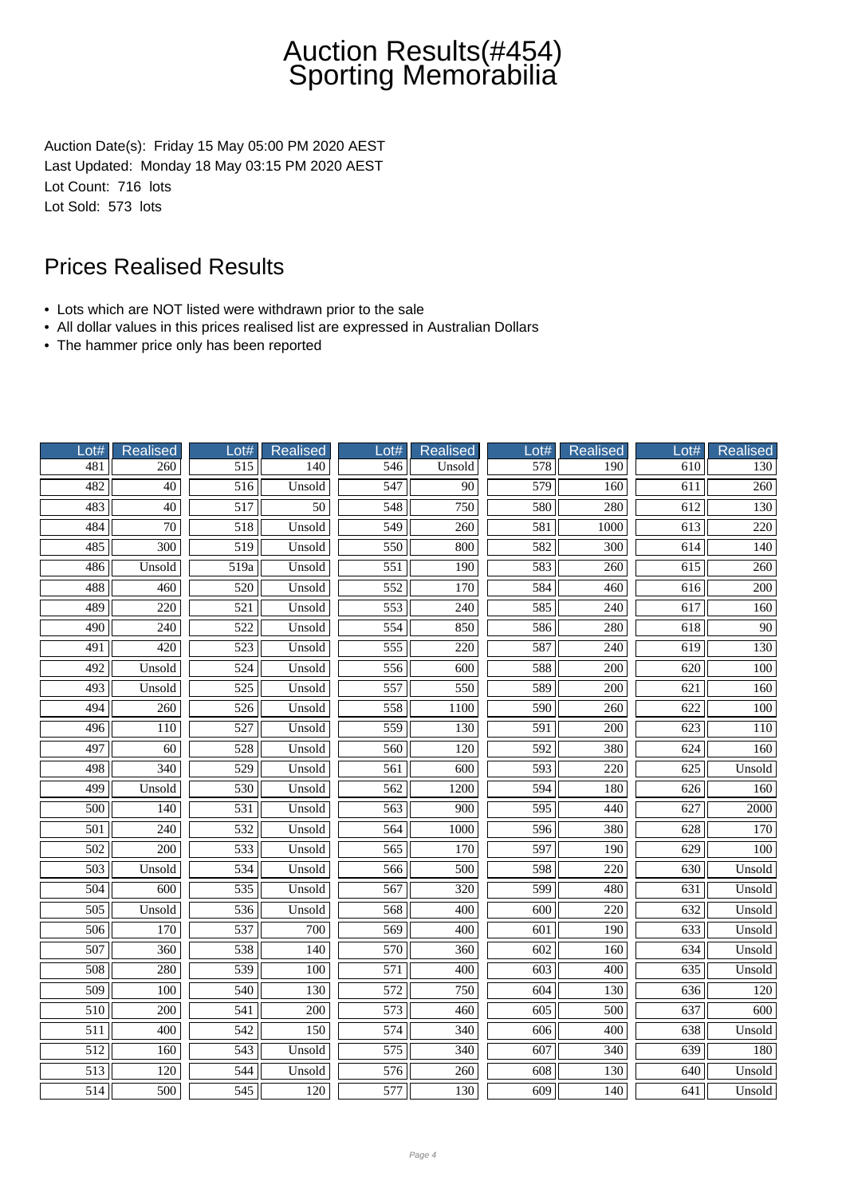# Auction Results(#454)
# Sporting Memorabilia

Auction Date(s): Friday 15 May 05:00 PM 2020 AEST
Last Updated: Monday 18 May 03:15 PM 2020 AEST
Lot Count: 716 lots
Lot Sold: 573 lots

## Prices Realised Results

- Lots which are NOT listed were withdrawn prior to the sale
- All dollar values in this prices realised list are expressed in Australian Dollars
- The hammer price only has been reported

| Lot# | Realised | Lot# | Realised | Lot# | Realised | Lot# | Realised | Lot# | Realised |
|---|---|---|---|---|---|---|---|---|---|
| 481 | 260 | 515 | 140 | 546 | Unsold | 578 | 190 | 610 | 130 |
| 482 | 40 | 516 | Unsold | 547 | 90 | 579 | 160 | 611 | 260 |
| 483 | 40 | 517 | 50 | 548 | 750 | 580 | 280 | 612 | 130 |
| 484 | 70 | 518 | Unsold | 549 | 260 | 581 | 1000 | 613 | 220 |
| 485 | 300 | 519 | Unsold | 550 | 800 | 582 | 300 | 614 | 140 |
| 486 | Unsold | 519a | Unsold | 551 | 190 | 583 | 260 | 615 | 260 |
| 488 | 460 | 520 | Unsold | 552 | 170 | 584 | 460 | 616 | 200 |
| 489 | 220 | 521 | Unsold | 553 | 240 | 585 | 240 | 617 | 160 |
| 490 | 240 | 522 | Unsold | 554 | 850 | 586 | 280 | 618 | 90 |
| 491 | 420 | 523 | Unsold | 555 | 220 | 587 | 240 | 619 | 130 |
| 492 | Unsold | 524 | Unsold | 556 | 600 | 588 | 200 | 620 | 100 |
| 493 | Unsold | 525 | Unsold | 557 | 550 | 589 | 200 | 621 | 160 |
| 494 | 260 | 526 | Unsold | 558 | 1100 | 590 | 260 | 622 | 100 |
| 496 | 110 | 527 | Unsold | 559 | 130 | 591 | 200 | 623 | 110 |
| 497 | 60 | 528 | Unsold | 560 | 120 | 592 | 380 | 624 | 160 |
| 498 | 340 | 529 | Unsold | 561 | 600 | 593 | 220 | 625 | Unsold |
| 499 | Unsold | 530 | Unsold | 562 | 1200 | 594 | 180 | 626 | 160 |
| 500 | 140 | 531 | Unsold | 563 | 900 | 595 | 440 | 627 | 2000 |
| 501 | 240 | 532 | Unsold | 564 | 1000 | 596 | 380 | 628 | 170 |
| 502 | 200 | 533 | Unsold | 565 | 170 | 597 | 190 | 629 | 100 |
| 503 | Unsold | 534 | Unsold | 566 | 500 | 598 | 220 | 630 | Unsold |
| 504 | 600 | 535 | Unsold | 567 | 320 | 599 | 480 | 631 | Unsold |
| 505 | Unsold | 536 | Unsold | 568 | 400 | 600 | 220 | 632 | Unsold |
| 506 | 170 | 537 | 700 | 569 | 400 | 601 | 190 | 633 | Unsold |
| 507 | 360 | 538 | 140 | 570 | 360 | 602 | 160 | 634 | Unsold |
| 508 | 280 | 539 | 100 | 571 | 400 | 603 | 400 | 635 | Unsold |
| 509 | 100 | 540 | 130 | 572 | 750 | 604 | 130 | 636 | 120 |
| 510 | 200 | 541 | 200 | 573 | 460 | 605 | 500 | 637 | 600 |
| 511 | 400 | 542 | 150 | 574 | 340 | 606 | 400 | 638 | Unsold |
| 512 | 160 | 543 | Unsold | 575 | 340 | 607 | 340 | 639 | 180 |
| 513 | 120 | 544 | Unsold | 576 | 260 | 608 | 130 | 640 | Unsold |
| 514 | 500 | 545 | 120 | 577 | 130 | 609 | 140 | 641 | Unsold |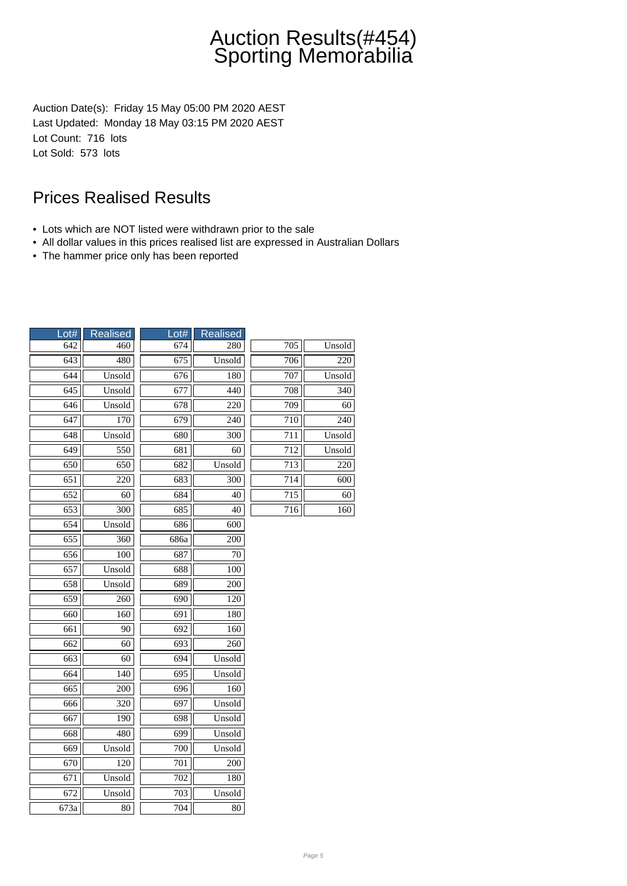# Auction Results(#454) Sporting Memorabilia

Auction Date(s): Friday 15 May 05:00 PM 2020 AEST
Last Updated: Monday 18 May 03:15 PM 2020 AEST
Lot Count: 716 lots
Lot Sold: 573 lots

## Prices Realised Results

- Lots which are NOT listed were withdrawn prior to the sale
- All dollar values in this prices realised list are expressed in Australian Dollars
- The hammer price only has been reported

| Lot# | Realised | Lot# | Realised | Lot# | Realised |
|---|---|---|---|---|---|
| 642 | 460 | 674 | 280 | 705 | Unsold |
| 643 | 480 | 675 | Unsold | 706 | 220 |
| 644 | Unsold | 676 | 180 | 707 | Unsold |
| 645 | Unsold | 677 | 440 | 708 | 340 |
| 646 | Unsold | 678 | 220 | 709 | 60 |
| 647 | 170 | 679 | 240 | 710 | 240 |
| 648 | Unsold | 680 | 300 | 711 | Unsold |
| 649 | 550 | 681 | 60 | 712 | Unsold |
| 650 | 650 | 682 | Unsold | 713 | 220 |
| 651 | 220 | 683 | 300 | 714 | 600 |
| 652 | 60 | 684 | 40 | 715 | 60 |
| 653 | 300 | 685 | 40 | 716 | 160 |
| 654 | Unsold | 686 | 600 | | |
| 655 | 360 | 686a | 200 | | |
| 656 | 100 | 687 | 70 | | |
| 657 | Unsold | 688 | 100 | | |
| 658 | Unsold | 689 | 200 | | |
| 659 | 260 | 690 | 120 | | |
| 660 | 160 | 691 | 180 | | |
| 661 | 90 | 692 | 160 | | |
| 662 | 60 | 693 | 260 | | |
| 663 | 60 | 694 | Unsold | | |
| 664 | 140 | 695 | Unsold | | |
| 665 | 200 | 696 | 160 | | |
| 666 | 320 | 697 | Unsold | | |
| 667 | 190 | 698 | Unsold | | |
| 668 | 480 | 699 | Unsold | | |
| 669 | Unsold | 700 | Unsold | | |
| 670 | 120 | 701 | 200 | | |
| 671 | Unsold | 702 | 180 | | |
| 672 | Unsold | 703 | Unsold | | |
| 673a | 80 | 704 | 80 | | |